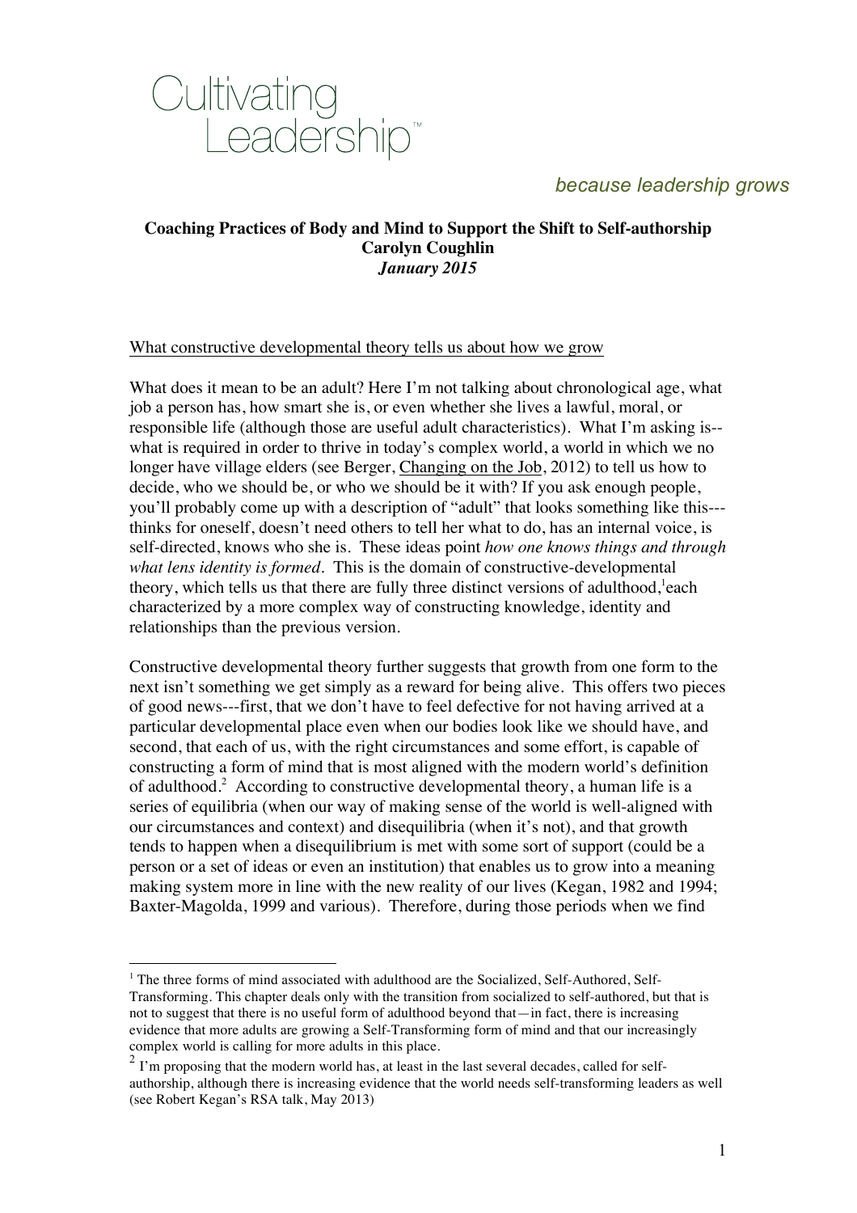Cultivating Leadership™

*because leadership grows*

**Coaching Practices of Body and Mind to Support the Shift to Self-authorship**
**Carolyn Coughlin**
***January 2015***

What constructive developmental theory tells us about how we grow

What does it mean to be an adult? Here I'm not talking about chronological age, what job a person has, how smart she is, or even whether she lives a lawful, moral, or responsible life (although those are useful adult characteristics). What I'm asking is--what is required in order to thrive in today's complex world, a world in which we no longer have village elders (see Berger, Changing on the Job, 2012) to tell us how to decide, who we should be, or who we should be it with? If you ask enough people, you'll probably come up with a description of "adult" that looks something like this---thinks for oneself, doesn't need others to tell her what to do, has an internal voice, is self-directed, knows who she is. These ideas point *how one knows things and through what lens identity is formed*. This is the domain of constructive-developmental theory, which tells us that there are fully three distinct versions of adulthood,[1] each characterized by a more complex way of constructing knowledge, identity and relationships than the previous version.

Constructive developmental theory further suggests that growth from one form to the next isn't something we get simply as a reward for being alive. This offers two pieces of good news---first, that we don't have to feel defective for not having arrived at a particular developmental place even when our bodies look like we should have, and second, that each of us, with the right circumstances and some effort, is capable of constructing a form of mind that is most aligned with the modern world's definition of adulthood.[2] According to constructive developmental theory, a human life is a series of equilibria (when our way of making sense of the world is well-aligned with our circumstances and context) and disequilibria (when it's not), and that growth tends to happen when a disequilibrium is met with some sort of support (could be a person or a set of ideas or even an institution) that enables us to grow into a meaning making system more in line with the new reality of our lives (Kegan, 1982 and 1994; Baxter-Magolda, 1999 and various). Therefore, during those periods when we find

---

[1] The three forms of mind associated with adulthood are the Socialized, Self-Authored, Self-Transforming. This chapter deals only with the transition from socialized to self-authored, but that is not to suggest that there is no useful form of adulthood beyond that—in fact, there is increasing evidence that more adults are growing a Self-Transforming form of mind and that our increasingly complex world is calling for more adults in this place.

[2] I'm proposing that the modern world has, at least in the last several decades, called for self-authorship, although there is increasing evidence that the world needs self-transforming leaders as well (see Robert Kegan's RSA talk, May 2013)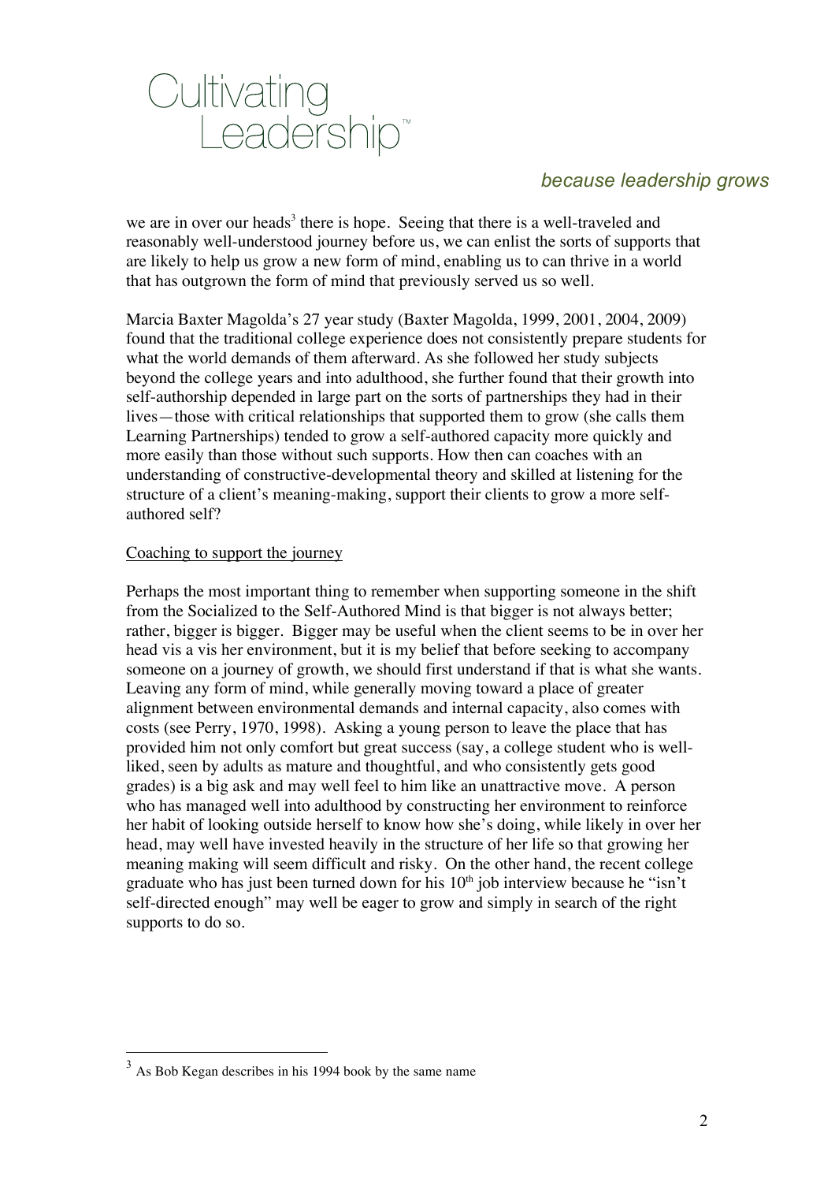we are in over our heads[3] there is hope. Seeing that there is a well-traveled and reasonably well-understood journey before us, we can enlist the sorts of supports that are likely to help us grow a new form of mind, enabling us to can thrive in a world that has outgrown the form of mind that previously served us so well.

Marcia Baxter Magolda's 27 year study (Baxter Magolda, 1999, 2001, 2004, 2009) found that the traditional college experience does not consistently prepare students for what the world demands of them afterward. As she followed her study subjects beyond the college years and into adulthood, she further found that their growth into self-authorship depended in large part on the sorts of partnerships they had in their lives—those with critical relationships that supported them to grow (she calls them Learning Partnerships) tended to grow a self-authored capacity more quickly and more easily than those without such supports. How then can coaches with an understanding of constructive-developmental theory and skilled at listening for the structure of a client's meaning-making, support their clients to grow a more self-authored self?

<u>Coaching to support the journey</u>

Perhaps the most important thing to remember when supporting someone in the shift from the Socialized to the Self-Authored Mind is that bigger is not always better; rather, bigger is bigger. Bigger may be useful when the client seems to be in over her head vis a vis her environment, but it is my belief that before seeking to accompany someone on a journey of growth, we should first understand if that is what she wants. Leaving any form of mind, while generally moving toward a place of greater alignment between environmental demands and internal capacity, also comes with costs (see Perry, 1970, 1998). Asking a young person to leave the place that has provided him not only comfort but great success (say, a college student who is well-liked, seen by adults as mature and thoughtful, and who consistently gets good grades) is a big ask and may well feel to him like an unattractive move. A person who has managed well into adulthood by constructing her environment to reinforce her habit of looking outside herself to know how she's doing, while likely in over her head, may well have invested heavily in the structure of her life so that growing her meaning making will seem difficult and risky. On the other hand, the recent college graduate who has just been turned down for his 10th job interview because he "isn't self-directed enough" may well be eager to grow and simply in search of the right supports to do so.

---

[3] As Bob Kegan describes in his 1994 book by the same name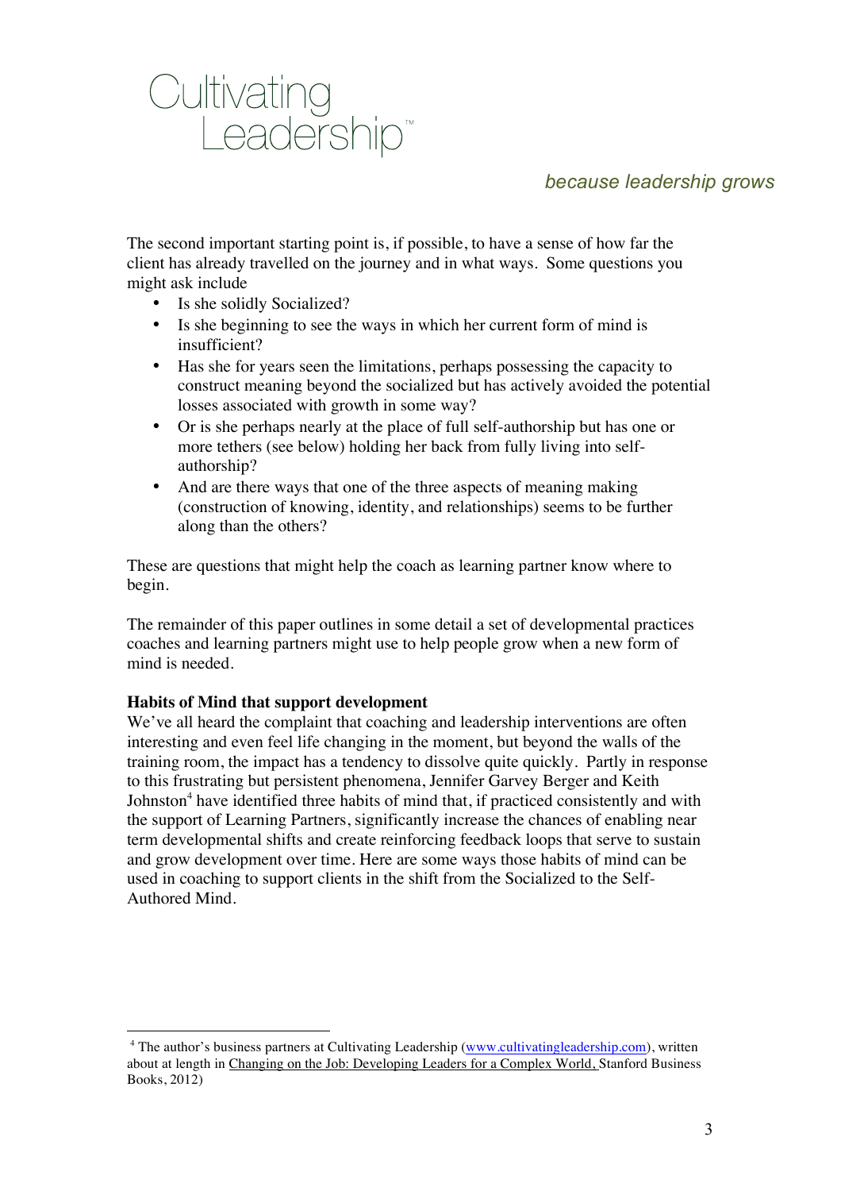The second important starting point is, if possible, to have a sense of how far the client has already travelled on the journey and in what ways. Some questions you might ask include

- Is she solidly Socialized?
- Is she beginning to see the ways in which her current form of mind is insufficient?
- Has she for years seen the limitations, perhaps possessing the capacity to construct meaning beyond the socialized but has actively avoided the potential losses associated with growth in some way?
- Or is she perhaps nearly at the place of full self-authorship but has one or more tethers (see below) holding her back from fully living into self-authorship?
- And are there ways that one of the three aspects of meaning making (construction of knowing, identity, and relationships) seems to be further along than the others?

These are questions that might help the coach as learning partner know where to begin.

The remainder of this paper outlines in some detail a set of developmental practices coaches and learning partners might use to help people grow when a new form of mind is needed.

**Habits of Mind that support development**

We've all heard the complaint that coaching and leadership interventions are often interesting and even feel life changing in the moment, but beyond the walls of the training room, the impact has a tendency to dissolve quite quickly. Partly in response to this frustrating but persistent phenomena, Jennifer Garvey Berger and Keith Johnston[4] have identified three habits of mind that, if practiced consistently and with the support of Learning Partners, significantly increase the chances of enabling near term developmental shifts and create reinforcing feedback loops that serve to sustain and grow development over time. Here are some ways those habits of mind can be used in coaching to support clients in the shift from the Socialized to the Self-Authored Mind.

[4] The author's business partners at Cultivating Leadership (www.cultivatingleadership.com), written about at length in Changing on the Job: Developing Leaders for a Complex World, Stanford Business Books, 2012)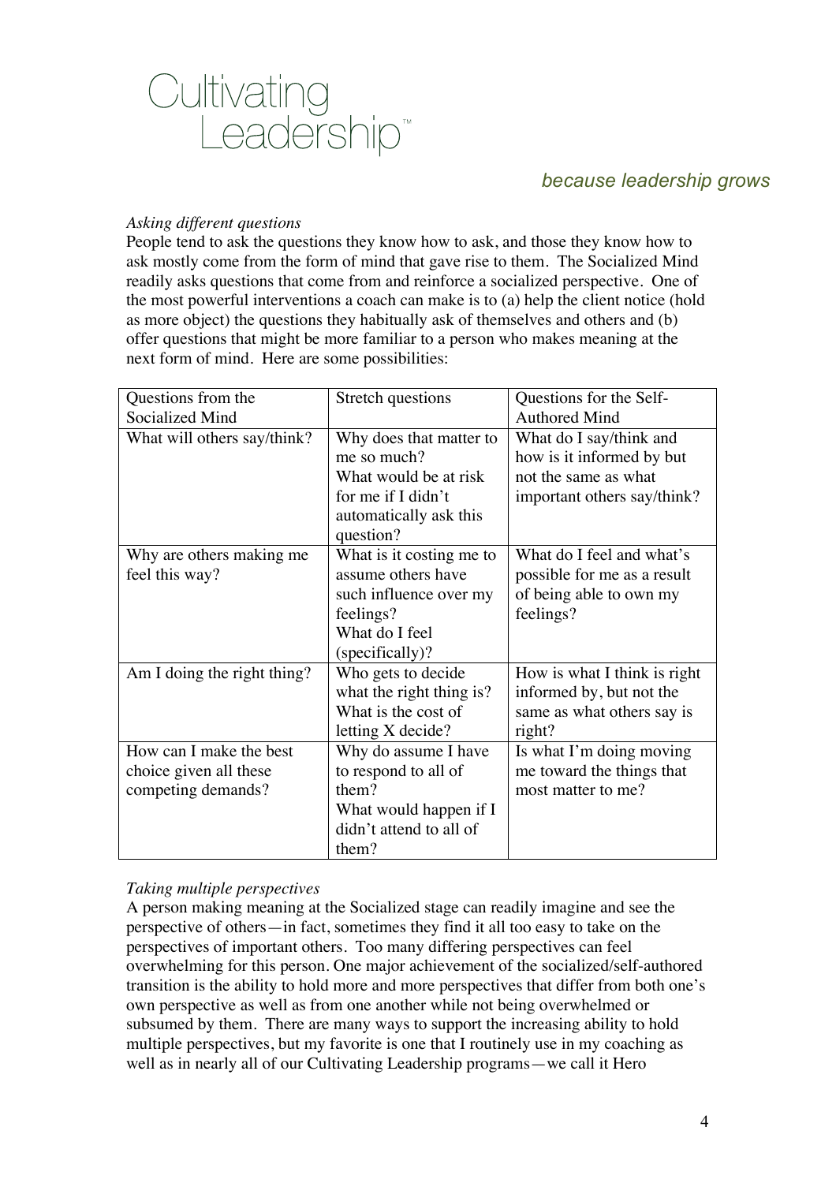*Asking different questions*

People tend to ask the questions they know how to ask, and those they know how to ask mostly come from the form of mind that gave rise to them. The Socialized Mind readily asks questions that come from and reinforce a socialized perspective. One of the most powerful interventions a coach can make is to (a) help the client notice (hold as more object) the questions they habitually ask of themselves and others and (b) offer questions that might be more familiar to a person who makes meaning at the next form of mind. Here are some possibilities:

| Questions from the Socialized Mind | Stretch questions | Questions for the Self-Authored Mind |
| --- | --- | --- |
| What will others say/think? | Why does that matter to me so much? What would be at risk for me if I didn't automatically ask this question? | What do I say/think and how is it informed by but not the same as what important others say/think? |
| Why are others making me feel this way? | What is it costing me to assume others have such influence over my feelings? What do I feel (specifically)? | What do I feel and what's possible for me as a result of being able to own my feelings? |
| Am I doing the right thing? | Who gets to decide what the right thing is? What is the cost of letting X decide? | How is what I think is right informed by, but not the same as what others say is right? |
| How can I make the best choice given all these competing demands? | Why do assume I have to respond to all of them? What would happen if I didn't attend to all of them? | Is what I'm doing moving me toward the things that most matter to me? |

*Taking multiple perspectives*

A person making meaning at the Socialized stage can readily imagine and see the perspective of others—in fact, sometimes they find it all too easy to take on the perspectives of important others. Too many differing perspectives can feel overwhelming for this person. One major achievement of the socialized/self-authored transition is the ability to hold more and more perspectives that differ from both one's own perspective as well as from one another while not being overwhelmed or subsumed by them. There are many ways to support the increasing ability to hold multiple perspectives, but my favorite is one that I routinely use in my coaching as well as in nearly all of our Cultivating Leadership programs—we call it Hero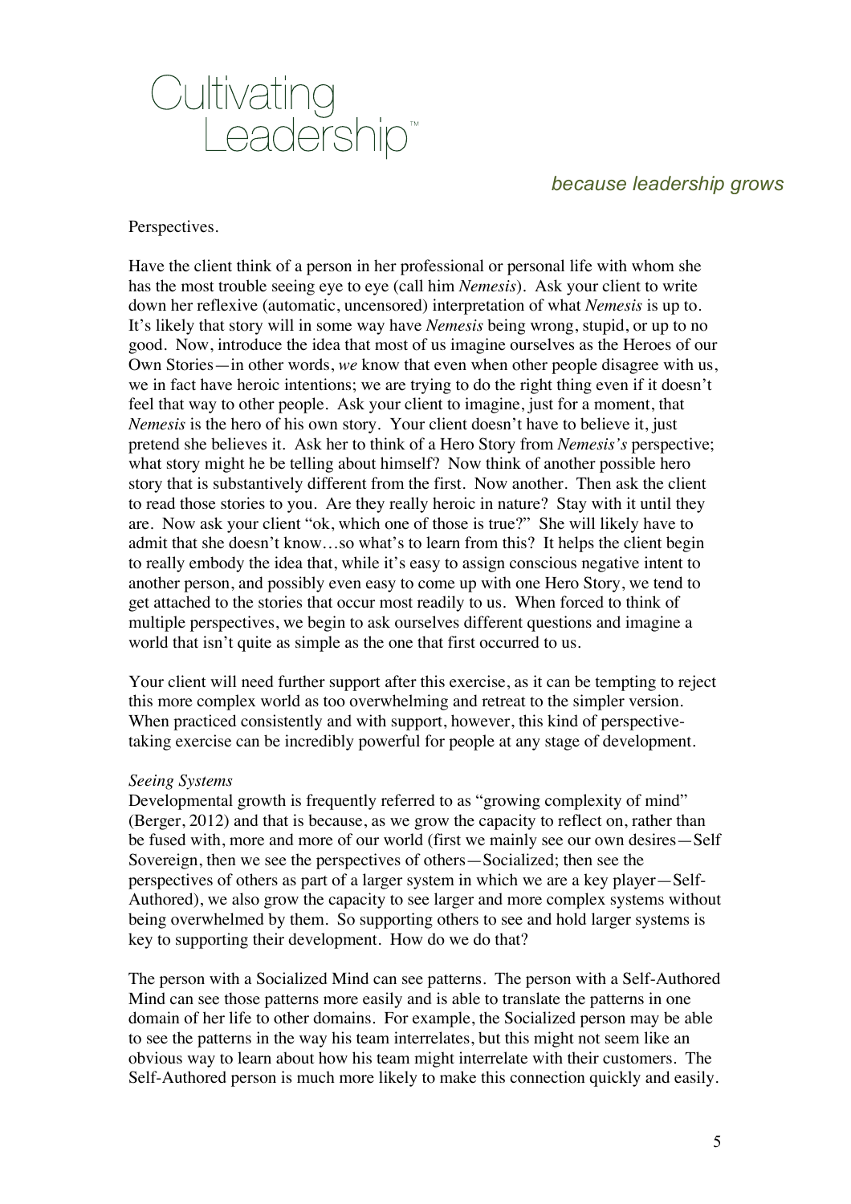Perspectives.

Have the client think of a person in her professional or personal life with whom she has the most trouble seeing eye to eye (call him *Nemesis*). Ask your client to write down her reflexive (automatic, uncensored) interpretation of what *Nemesis* is up to. It's likely that story will in some way have *Nemesis* being wrong, stupid, or up to no good. Now, introduce the idea that most of us imagine ourselves as the Heroes of our Own Stories—in other words, *we* know that even when other people disagree with us, we in fact have heroic intentions; we are trying to do the right thing even if it doesn't feel that way to other people. Ask your client to imagine, just for a moment, that *Nemesis* is the hero of his own story. Your client doesn't have to believe it, just pretend she believes it. Ask her to think of a Hero Story from *Nemesis's* perspective; what story might he be telling about himself? Now think of another possible hero story that is substantively different from the first. Now another. Then ask the client to read those stories to you. Are they really heroic in nature? Stay with it until they are. Now ask your client "ok, which one of those is true?" She will likely have to admit that she doesn't know…so what's to learn from this? It helps the client begin to really embody the idea that, while it's easy to assign conscious negative intent to another person, and possibly even easy to come up with one Hero Story, we tend to get attached to the stories that occur most readily to us. When forced to think of multiple perspectives, we begin to ask ourselves different questions and imagine a world that isn't quite as simple as the one that first occurred to us.

Your client will need further support after this exercise, as it can be tempting to reject this more complex world as too overwhelming and retreat to the simpler version. When practiced consistently and with support, however, this kind of perspective-taking exercise can be incredibly powerful for people at any stage of development.

*Seeing Systems*

Developmental growth is frequently referred to as "growing complexity of mind" (Berger, 2012) and that is because, as we grow the capacity to reflect on, rather than be fused with, more and more of our world (first we mainly see our own desires—Self Sovereign, then we see the perspectives of others—Socialized; then see the perspectives of others as part of a larger system in which we are a key player—Self-Authored), we also grow the capacity to see larger and more complex systems without being overwhelmed by them. So supporting others to see and hold larger systems is key to supporting their development. How do we do that?

The person with a Socialized Mind can see patterns. The person with a Self-Authored Mind can see those patterns more easily and is able to translate the patterns in one domain of her life to other domains. For example, the Socialized person may be able to see the patterns in the way his team interrelates, but this might not seem like an obvious way to learn about how his team might interrelate with their customers. The Self-Authored person is much more likely to make this connection quickly and easily.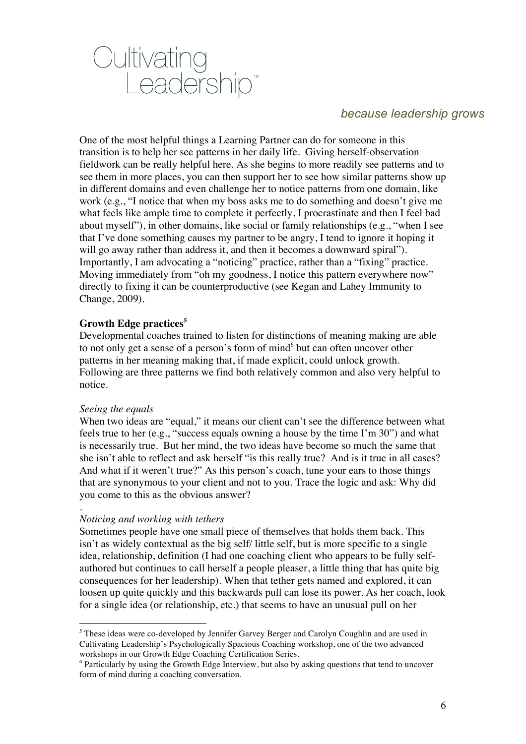One of the most helpful things a Learning Partner can do for someone in this transition is to help her see patterns in her daily life. Giving herself-observation fieldwork can be really helpful here. As she begins to more readily see patterns and to see them in more places, you can then support her to see how similar patterns show up in different domains and even challenge her to notice patterns from one domain, like work (e.g., "I notice that when my boss asks me to do something and doesn't give me what feels like ample time to complete it perfectly, I procrastinate and then I feel bad about myself"), in other domains, like social or family relationships (e.g., "when I see that I've done something causes my partner to be angry, I tend to ignore it hoping it will go away rather than address it, and then it becomes a downward spiral"). Importantly, I am advocating a "noticing" practice, rather than a "fixing" practice. Moving immediately from "oh my goodness, I notice this pattern everywhere now" directly to fixing it can be counterproductive (see Kegan and Lahey Immunity to Change, 2009).

**Growth Edge practices**[5]

Developmental coaches trained to listen for distinctions of meaning making are able to not only get a sense of a person's form of mind[6] but can often uncover other patterns in her meaning making that, if made explicit, could unlock growth. Following are three patterns we find both relatively common and also very helpful to notice.

*Seeing the equals*

When two ideas are "equal," it means our client can't see the difference between what feels true to her (e.g., "success equals owning a house by the time I'm 30") and what is necessarily true. But her mind, the two ideas have become so much the same that she isn't able to reflect and ask herself "is this really true? And is it true in all cases? And what if it weren't true?" As this person's coach, tune your ears to those things that are synonymous to your client and not to you. Trace the logic and ask: Why did you come to this as the obvious answer?

.

*Noticing and working with tethers*

Sometimes people have one small piece of themselves that holds them back. This isn't as widely contextual as the big self/ little self, but is more specific to a single idea, relationship, definition (I had one coaching client who appears to be fully self-authored but continues to call herself a people pleaser, a little thing that has quite big consequences for her leadership). When that tether gets named and explored, it can loosen up quite quickly and this backwards pull can lose its power. As her coach, look for a single idea (or relationship, etc.) that seems to have an unusual pull on her

---

[5] These ideas were co-developed by Jennifer Garvey Berger and Carolyn Coughlin and are used in Cultivating Leadership's Psychologically Spacious Coaching workshop, one of the two advanced workshops in our Growth Edge Coaching Certification Series.

[6] Particularly by using the Growth Edge Interview, but also by asking questions that tend to uncover form of mind during a coaching conversation.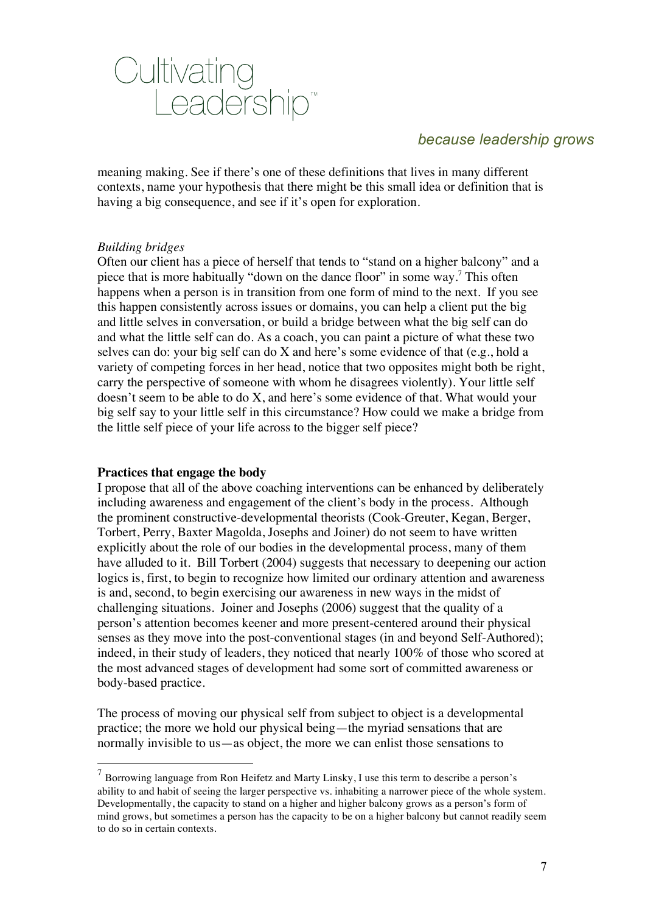meaning making. See if there's one of these definitions that lives in many different contexts, name your hypothesis that there might be this small idea or definition that is having a big consequence, and see if it's open for exploration.

*Building bridges*

Often our client has a piece of herself that tends to "stand on a higher balcony" and a piece that is more habitually "down on the dance floor" in some way.[7] This often happens when a person is in transition from one form of mind to the next. If you see this happen consistently across issues or domains, you can help a client put the big and little selves in conversation, or build a bridge between what the big self can do and what the little self can do. As a coach, you can paint a picture of what these two selves can do: your big self can do X and here's some evidence of that (e.g., hold a variety of competing forces in her head, notice that two opposites might both be right, carry the perspective of someone with whom he disagrees violently). Your little self doesn't seem to be able to do X, and here's some evidence of that. What would your big self say to your little self in this circumstance? How could we make a bridge from the little self piece of your life across to the bigger self piece?

**Practices that engage the body**

I propose that all of the above coaching interventions can be enhanced by deliberately including awareness and engagement of the client's body in the process. Although the prominent constructive-developmental theorists (Cook-Greuter, Kegan, Berger, Torbert, Perry, Baxter Magolda, Josephs and Joiner) do not seem to have written explicitly about the role of our bodies in the developmental process, many of them have alluded to it. Bill Torbert (2004) suggests that necessary to deepening our action logics is, first, to begin to recognize how limited our ordinary attention and awareness is and, second, to begin exercising our awareness in new ways in the midst of challenging situations. Joiner and Josephs (2006) suggest that the quality of a person's attention becomes keener and more present-centered around their physical senses as they move into the post-conventional stages (in and beyond Self-Authored); indeed, in their study of leaders, they noticed that nearly 100% of those who scored at the most advanced stages of development had some sort of committed awareness or body-based practice.

The process of moving our physical self from subject to object is a developmental practice; the more we hold our physical being—the myriad sensations that are normally invisible to us—as object, the more we can enlist those sensations to

---

[7] Borrowing language from Ron Heifetz and Marty Linsky, I use this term to describe a person's ability to and habit of seeing the larger perspective vs. inhabiting a narrower piece of the whole system. Developmentally, the capacity to stand on a higher and higher balcony grows as a person's form of mind grows, but sometimes a person has the capacity to be on a higher balcony but cannot readily seem to do so in certain contexts.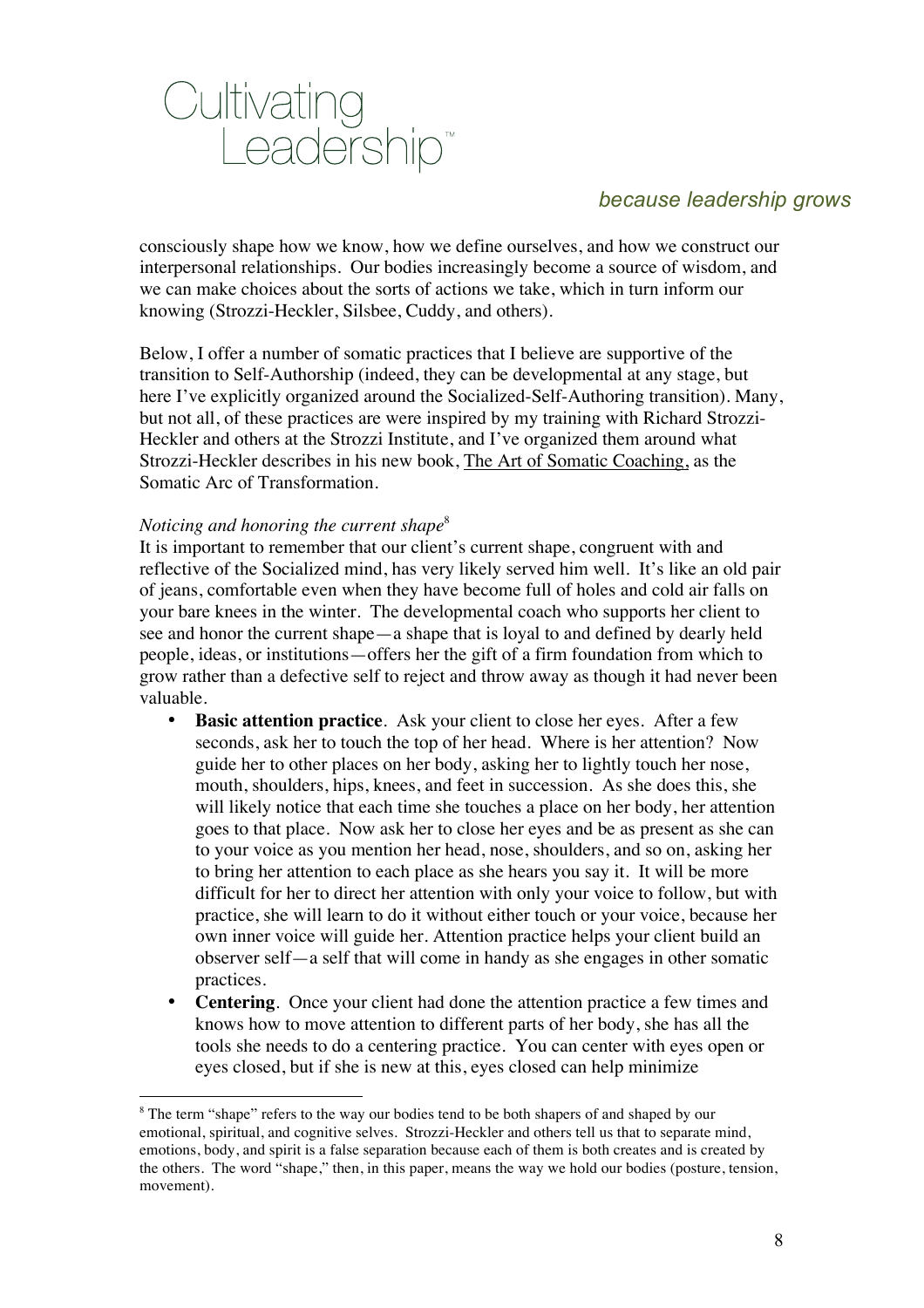consciously shape how we know, how we define ourselves, and how we construct our interpersonal relationships. Our bodies increasingly become a source of wisdom, and we can make choices about the sorts of actions we take, which in turn inform our knowing (Strozzi-Heckler, Silsbee, Cuddy, and others).

Below, I offer a number of somatic practices that I believe are supportive of the transition to Self-Authorship (indeed, they can be developmental at any stage, but here I've explicitly organized around the Socialized-Self-Authoring transition). Many, but not all, of these practices are were inspired by my training with Richard Strozzi-Heckler and others at the Strozzi Institute, and I've organized them around what Strozzi-Heckler describes in his new book, The Art of Somatic Coaching, as the Somatic Arc of Transformation.

*Noticing and honoring the current shape*[8]

It is important to remember that our client's current shape, congruent with and reflective of the Socialized mind, has very likely served him well. It's like an old pair of jeans, comfortable even when they have become full of holes and cold air falls on your bare knees in the winter. The developmental coach who supports her client to see and honor the current shape—a shape that is loyal to and defined by dearly held people, ideas, or institutions—offers her the gift of a firm foundation from which to grow rather than a defective self to reject and throw away as though it had never been valuable.

- **Basic attention practice**. Ask your client to close her eyes. After a few seconds, ask her to touch the top of her head. Where is her attention? Now guide her to other places on her body, asking her to lightly touch her nose, mouth, shoulders, hips, knees, and feet in succession. As she does this, she will likely notice that each time she touches a place on her body, her attention goes to that place. Now ask her to close her eyes and be as present as she can to your voice as you mention her head, nose, shoulders, and so on, asking her to bring her attention to each place as she hears you say it. It will be more difficult for her to direct her attention with only your voice to follow, but with practice, she will learn to do it without either touch or your voice, because her own inner voice will guide her. Attention practice helps your client build an observer self—a self that will come in handy as she engages in other somatic practices.
- **Centering**. Once your client had done the attention practice a few times and knows how to move attention to different parts of her body, she has all the tools she needs to do a centering practice. You can center with eyes open or eyes closed, but if she is new at this, eyes closed can help minimize

[8] The term "shape" refers to the way our bodies tend to be both shapers of and shaped by our emotional, spiritual, and cognitive selves. Strozzi-Heckler and others tell us that to separate mind, emotions, body, and spirit is a false separation because each of them is both creates and is created by the others. The word "shape," then, in this paper, means the way we hold our bodies (posture, tension, movement).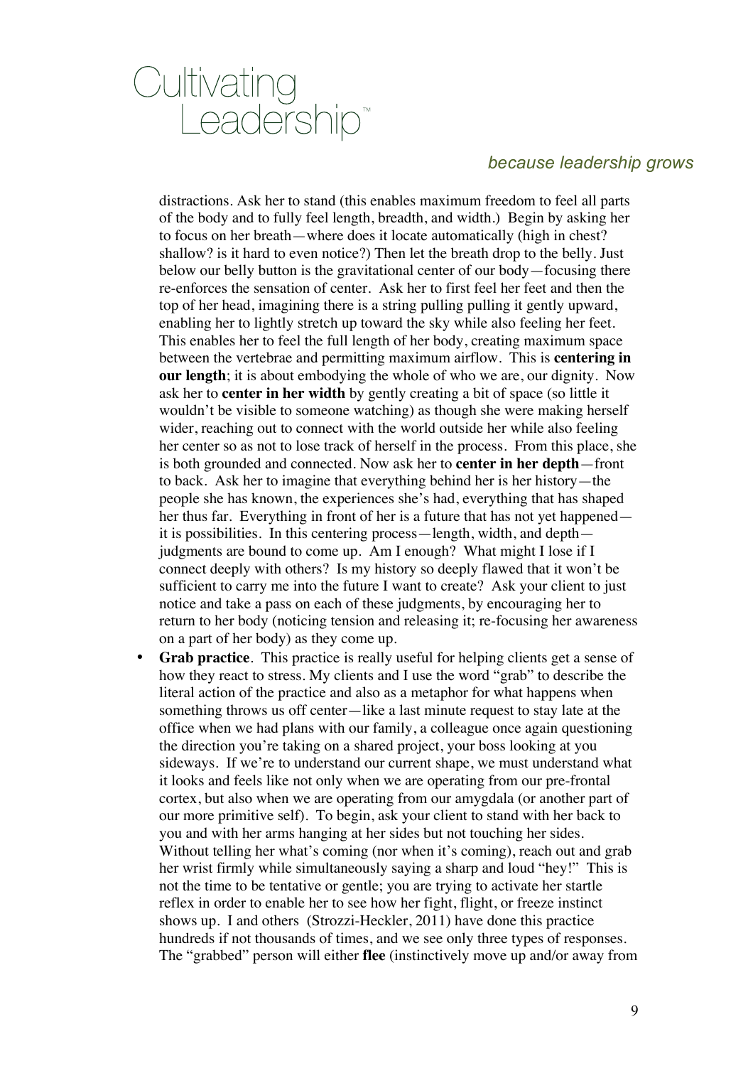distractions. Ask her to stand (this enables maximum freedom to feel all parts of the body and to fully feel length, breadth, and width.) Begin by asking her to focus on her breath—where does it locate automatically (high in chest? shallow? is it hard to even notice?) Then let the breath drop to the belly. Just below our belly button is the gravitational center of our body—focusing there re-enforces the sensation of center. Ask her to first feel her feet and then the top of her head, imagining there is a string pulling pulling it gently upward, enabling her to lightly stretch up toward the sky while also feeling her feet. This enables her to feel the full length of her body, creating maximum space between the vertebrae and permitting maximum airflow. This is **centering in our length**; it is about embodying the whole of who we are, our dignity. Now ask her to **center in her width** by gently creating a bit of space (so little it wouldn't be visible to someone watching) as though she were making herself wider, reaching out to connect with the world outside her while also feeling her center so as not to lose track of herself in the process. From this place, she is both grounded and connected. Now ask her to **center in her depth**—front to back. Ask her to imagine that everything behind her is her history—the people she has known, the experiences she's had, everything that has shaped her thus far. Everything in front of her is a future that has not yet happened—it is possibilities. In this centering process—length, width, and depth—judgments are bound to come up. Am I enough? What might I lose if I connect deeply with others? Is my history so deeply flawed that it won't be sufficient to carry me into the future I want to create? Ask your client to just notice and take a pass on each of these judgments, by encouraging her to return to her body (noticing tension and releasing it; re-focusing her awareness on a part of her body) as they come up.

- **Grab practice**. This practice is really useful for helping clients get a sense of how they react to stress. My clients and I use the word "grab" to describe the literal action of the practice and also as a metaphor for what happens when something throws us off center—like a last minute request to stay late at the office when we had plans with our family, a colleague once again questioning the direction you're taking on a shared project, your boss looking at you sideways. If we're to understand our current shape, we must understand what it looks and feels like not only when we are operating from our pre-frontal cortex, but also when we are operating from our amygdala (or another part of our more primitive self). To begin, ask your client to stand with her back to you and with her arms hanging at her sides but not touching her sides. Without telling her what's coming (nor when it's coming), reach out and grab her wrist firmly while simultaneously saying a sharp and loud "hey!" This is not the time to be tentative or gentle; you are trying to activate her startle reflex in order to enable her to see how her fight, flight, or freeze instinct shows up. I and others (Strozzi-Heckler, 2011) have done this practice hundreds if not thousands of times, and we see only three types of responses. The "grabbed" person will either **flee** (instinctively move up and/or away from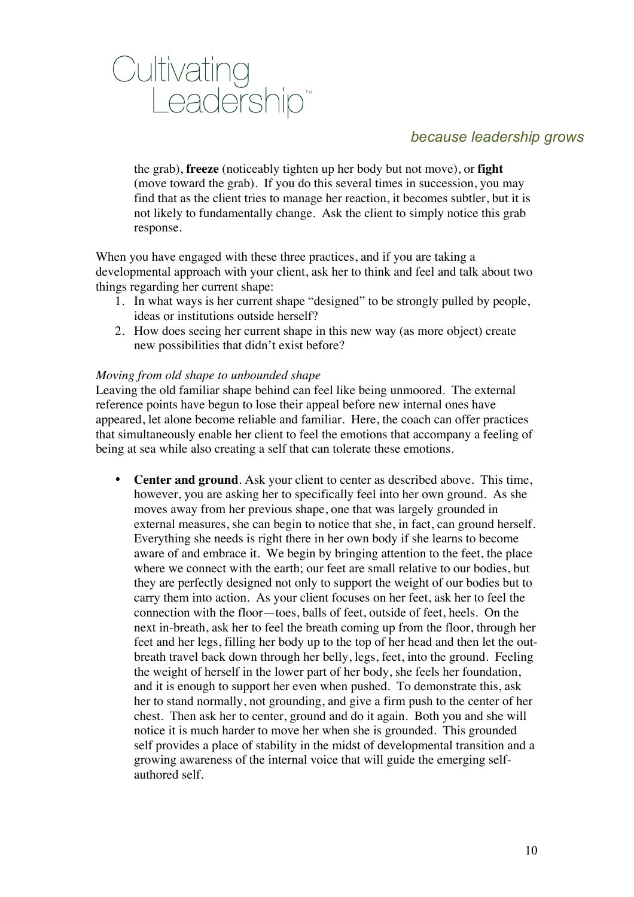the grab), **freeze** (noticeably tighten up her body but not move), or **fight** (move toward the grab). If you do this several times in succession, you may find that as the client tries to manage her reaction, it becomes subtler, but it is not likely to fundamentally change. Ask the client to simply notice this grab response.

When you have engaged with these three practices, and if you are taking a developmental approach with your client, ask her to think and feel and talk about two things regarding her current shape:

1. In what ways is her current shape "designed" to be strongly pulled by people, ideas or institutions outside herself?
2. How does seeing her current shape in this new way (as more object) create new possibilities that didn't exist before?

*Moving from old shape to unbounded shape*

Leaving the old familiar shape behind can feel like being unmoored. The external reference points have begun to lose their appeal before new internal ones have appeared, let alone become reliable and familiar. Here, the coach can offer practices that simultaneously enable her client to feel the emotions that accompany a feeling of being at sea while also creating a self that can tolerate these emotions.

- **Center and ground**. Ask your client to center as described above. This time, however, you are asking her to specifically feel into her own ground. As she moves away from her previous shape, one that was largely grounded in external measures, she can begin to notice that she, in fact, can ground herself. Everything she needs is right there in her own body if she learns to become aware of and embrace it. We begin by bringing attention to the feet, the place where we connect with the earth; our feet are small relative to our bodies, but they are perfectly designed not only to support the weight of our bodies but to carry them into action. As your client focuses on her feet, ask her to feel the connection with the floor—toes, balls of feet, outside of feet, heels. On the next in-breath, ask her to feel the breath coming up from the floor, through her feet and her legs, filling her body up to the top of her head and then let the out-breath travel back down through her belly, legs, feet, into the ground. Feeling the weight of herself in the lower part of her body, she feels her foundation, and it is enough to support her even when pushed. To demonstrate this, ask her to stand normally, not grounding, and give a firm push to the center of her chest. Then ask her to center, ground and do it again. Both you and she will notice it is much harder to move her when she is grounded. This grounded self provides a place of stability in the midst of developmental transition and a growing awareness of the internal voice that will guide the emerging self-authored self.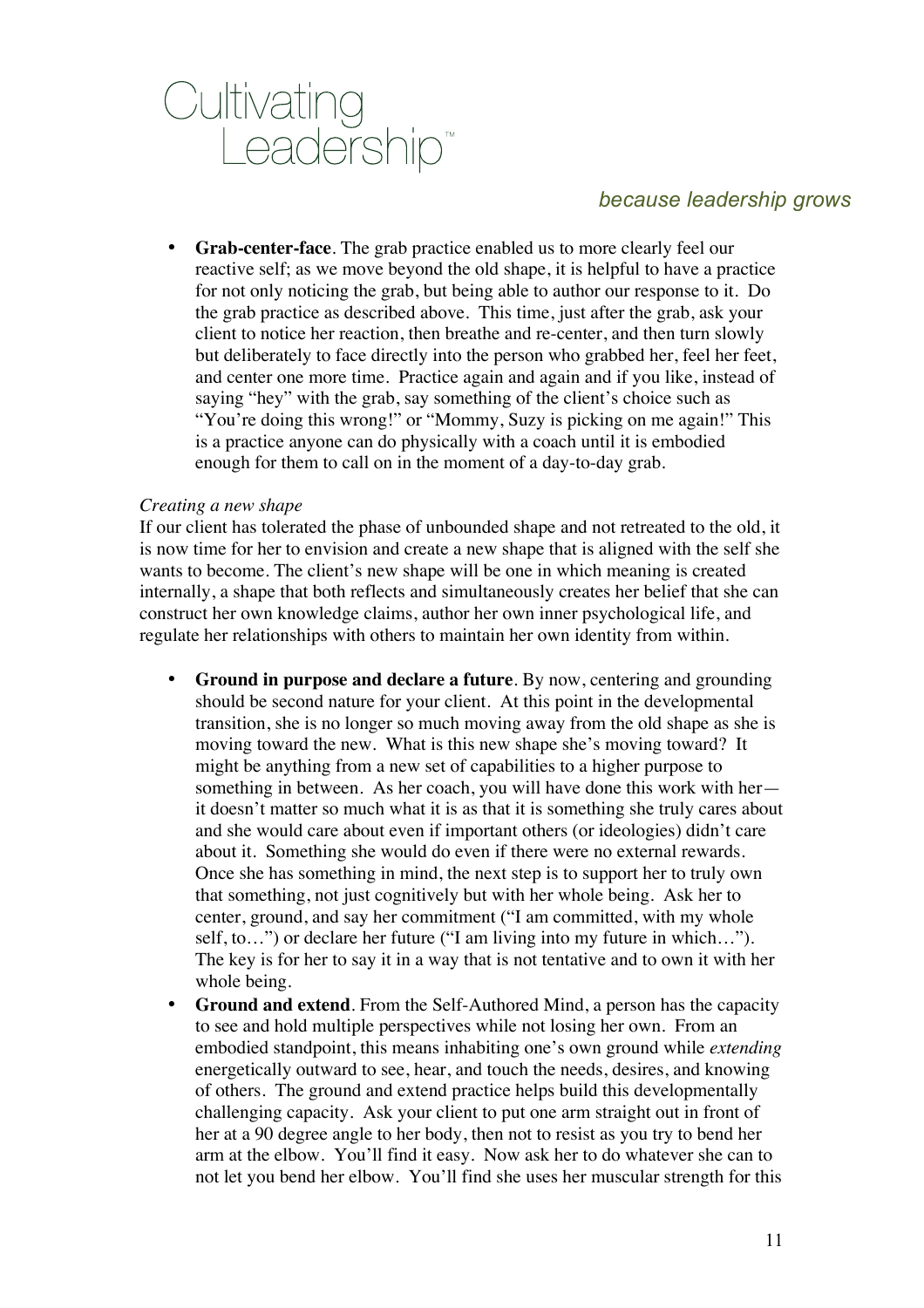- **Grab-center-face**. The grab practice enabled us to more clearly feel our reactive self; as we move beyond the old shape, it is helpful to have a practice for not only noticing the grab, but being able to author our response to it. Do the grab practice as described above. This time, just after the grab, ask your client to notice her reaction, then breathe and re-center, and then turn slowly but deliberately to face directly into the person who grabbed her, feel her feet, and center one more time. Practice again and again and if you like, instead of saying "hey" with the grab, say something of the client's choice such as "You're doing this wrong!" or "Mommy, Suzy is picking on me again!" This is a practice anyone can do physically with a coach until it is embodied enough for them to call on in the moment of a day-to-day grab.

*Creating a new shape*

If our client has tolerated the phase of unbounded shape and not retreated to the old, it is now time for her to envision and create a new shape that is aligned with the self she wants to become. The client's new shape will be one in which meaning is created internally, a shape that both reflects and simultaneously creates her belief that she can construct her own knowledge claims, author her own inner psychological life, and regulate her relationships with others to maintain her own identity from within.

- **Ground in purpose and declare a future**. By now, centering and grounding should be second nature for your client. At this point in the developmental transition, she is no longer so much moving away from the old shape as she is moving toward the new. What is this new shape she's moving toward? It might be anything from a new set of capabilities to a higher purpose to something in between. As her coach, you will have done this work with her—it doesn't matter so much what it is as that it is something she truly cares about and she would care about even if important others (or ideologies) didn't care about it. Something she would do even if there were no external rewards. Once she has something in mind, the next step is to support her to truly own that something, not just cognitively but with her whole being. Ask her to center, ground, and say her commitment ("I am committed, with my whole self, to…") or declare her future ("I am living into my future in which…"). The key is for her to say it in a way that is not tentative and to own it with her whole being.
- **Ground and extend**. From the Self-Authored Mind, a person has the capacity to see and hold multiple perspectives while not losing her own. From an embodied standpoint, this means inhabiting one's own ground while *extending* energetically outward to see, hear, and touch the needs, desires, and knowing of others. The ground and extend practice helps build this developmentally challenging capacity. Ask your client to put one arm straight out in front of her at a 90 degree angle to her body, then not to resist as you try to bend her arm at the elbow. You'll find it easy. Now ask her to do whatever she can to not let you bend her elbow. You'll find she uses her muscular strength for this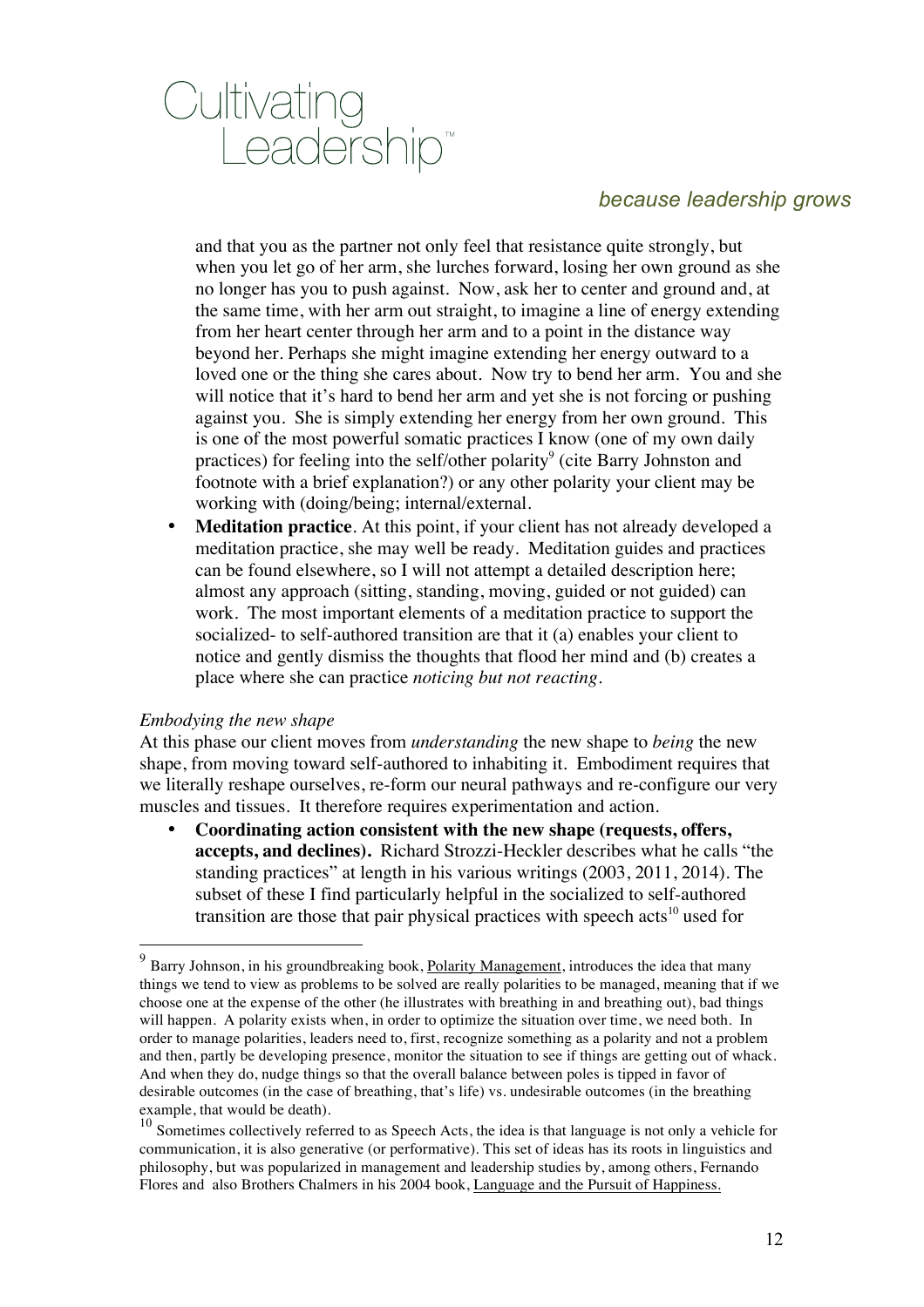and that you as the partner not only feel that resistance quite strongly, but when you let go of her arm, she lurches forward, losing her own ground as she no longer has you to push against. Now, ask her to center and ground and, at the same time, with her arm out straight, to imagine a line of energy extending from her heart center through her arm and to a point in the distance way beyond her. Perhaps she might imagine extending her energy outward to a loved one or the thing she cares about. Now try to bend her arm. You and she will notice that it's hard to bend her arm and yet she is not forcing or pushing against you. She is simply extending her energy from her own ground. This is one of the most powerful somatic practices I know (one of my own daily practices) for feeling into the self/other polarity[9] (cite Barry Johnston and footnote with a brief explanation?) or any other polarity your client may be working with (doing/being; internal/external.

- **Meditation practice**. At this point, if your client has not already developed a meditation practice, she may well be ready. Meditation guides and practices can be found elsewhere, so I will not attempt a detailed description here; almost any approach (sitting, standing, moving, guided or not guided) can work. The most important elements of a meditation practice to support the socialized- to self-authored transition are that it (a) enables your client to notice and gently dismiss the thoughts that flood her mind and (b) creates a place where she can practice *noticing but not reacting*.

*Embodying the new shape*

At this phase our client moves from *understanding* the new shape to *being* the new shape, from moving toward self-authored to inhabiting it. Embodiment requires that we literally reshape ourselves, re-form our neural pathways and re-configure our very muscles and tissues. It therefore requires experimentation and action.

- **Coordinating action consistent with the new shape (requests, offers, accepts, and declines).** Richard Strozzi-Heckler describes what he calls "the standing practices" at length in his various writings (2003, 2011, 2014). The subset of these I find particularly helpful in the socialized to self-authored transition are those that pair physical practices with speech acts[10] used for

---

[9] Barry Johnson, in his groundbreaking book, Polarity Management, introduces the idea that many things we tend to view as problems to be solved are really polarities to be managed, meaning that if we choose one at the expense of the other (he illustrates with breathing in and breathing out), bad things will happen. A polarity exists when, in order to optimize the situation over time, we need both. In order to manage polarities, leaders need to, first, recognize something as a polarity and not a problem and then, partly be developing presence, monitor the situation to see if things are getting out of whack. And when they do, nudge things so that the overall balance between poles is tipped in favor of desirable outcomes (in the case of breathing, that's life) vs. undesirable outcomes (in the breathing example, that would be death).

[10] Sometimes collectively referred to as Speech Acts, the idea is that language is not only a vehicle for communication, it is also generative (or performative). This set of ideas has its roots in linguistics and philosophy, but was popularized in management and leadership studies by, among others, Fernando Flores and also Brothers Chalmers in his 2004 book, Language and the Pursuit of Happiness.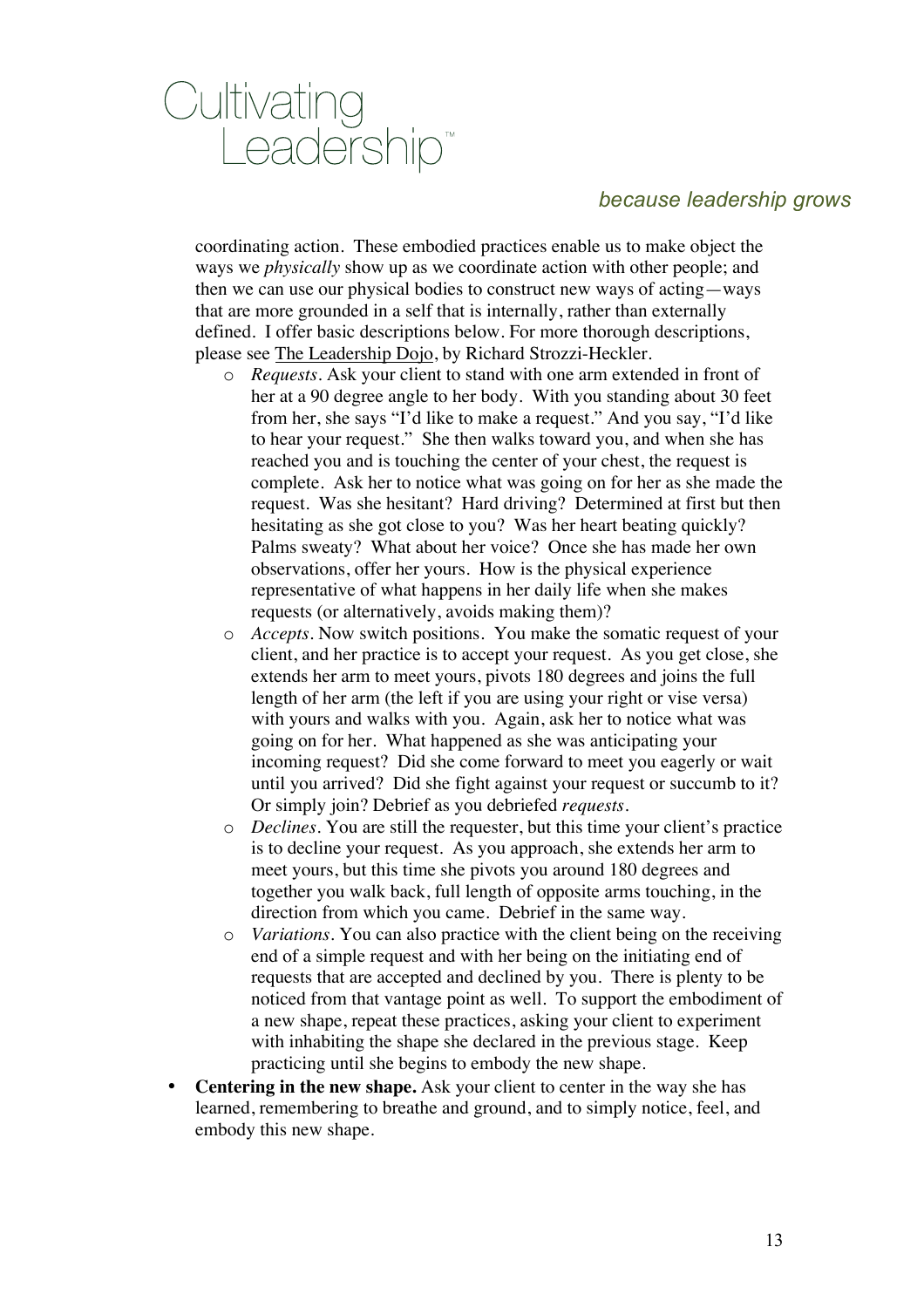coordinating action. These embodied practices enable us to make object the ways we *physically* show up as we coordinate action with other people; and then we can use our physical bodies to construct new ways of acting—ways that are more grounded in a self that is internally, rather than externally defined. I offer basic descriptions below. For more thorough descriptions, please see The Leadership Dojo, by Richard Strozzi-Heckler.

- *Requests*. Ask your client to stand with one arm extended in front of her at a 90 degree angle to her body. With you standing about 30 feet from her, she says "I'd like to make a request." And you say, "I'd like to hear your request." She then walks toward you, and when she has reached you and is touching the center of your chest, the request is complete. Ask her to notice what was going on for her as she made the request. Was she hesitant? Hard driving? Determined at first but then hesitating as she got close to you? Was her heart beating quickly? Palms sweaty? What about her voice? Once she has made her own observations, offer her yours. How is the physical experience representative of what happens in her daily life when she makes requests (or alternatively, avoids making them)?
- *Accepts*. Now switch positions. You make the somatic request of your client, and her practice is to accept your request. As you get close, she extends her arm to meet yours, pivots 180 degrees and joins the full length of her arm (the left if you are using your right or vise versa) with yours and walks with you. Again, ask her to notice what was going on for her. What happened as she was anticipating your incoming request? Did she come forward to meet you eagerly or wait until you arrived? Did she fight against your request or succumb to it? Or simply join? Debrief as you debriefed *requests*.
- *Declines*. You are still the requester, but this time your client's practice is to decline your request. As you approach, she extends her arm to meet yours, but this time she pivots you around 180 degrees and together you walk back, full length of opposite arms touching, in the direction from which you came. Debrief in the same way.
- *Variations*. You can also practice with the client being on the receiving end of a simple request and with her being on the initiating end of requests that are accepted and declined by you. There is plenty to be noticed from that vantage point as well. To support the embodiment of a new shape, repeat these practices, asking your client to experiment with inhabiting the shape she declared in the previous stage. Keep practicing until she begins to embody the new shape.

- **Centering in the new shape.** Ask your client to center in the way she has learned, remembering to breathe and ground, and to simply notice, feel, and embody this new shape.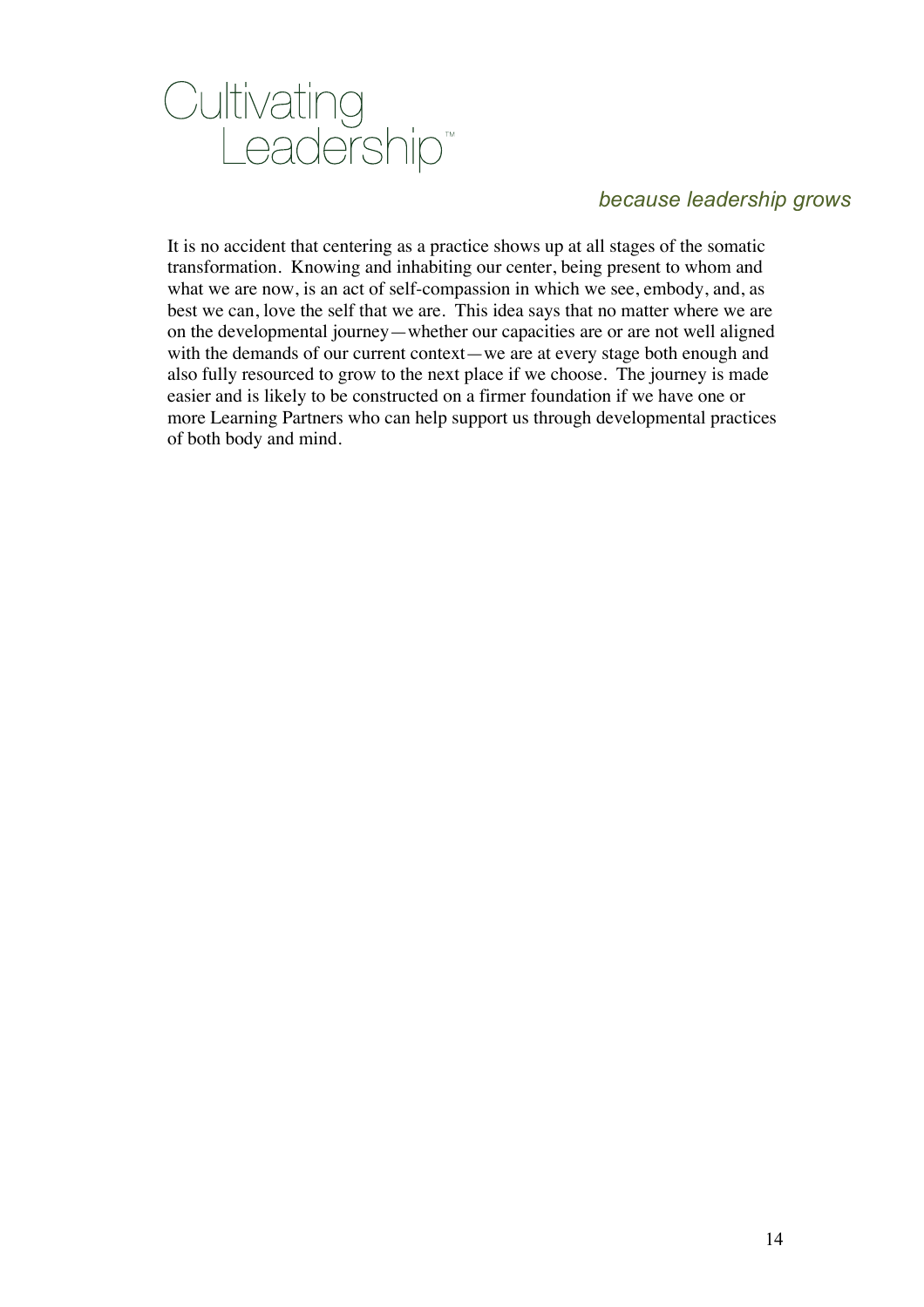It is no accident that centering as a practice shows up at all stages of the somatic transformation. Knowing and inhabiting our center, being present to whom and what we are now, is an act of self-compassion in which we see, embody, and, as best we can, love the self that we are. This idea says that no matter where we are on the developmental journey—whether our capacities are or are not well aligned with the demands of our current context—we are at every stage both enough and also fully resourced to grow to the next place if we choose. The journey is made easier and is likely to be constructed on a firmer foundation if we have one or more Learning Partners who can help support us through developmental practices of both body and mind.